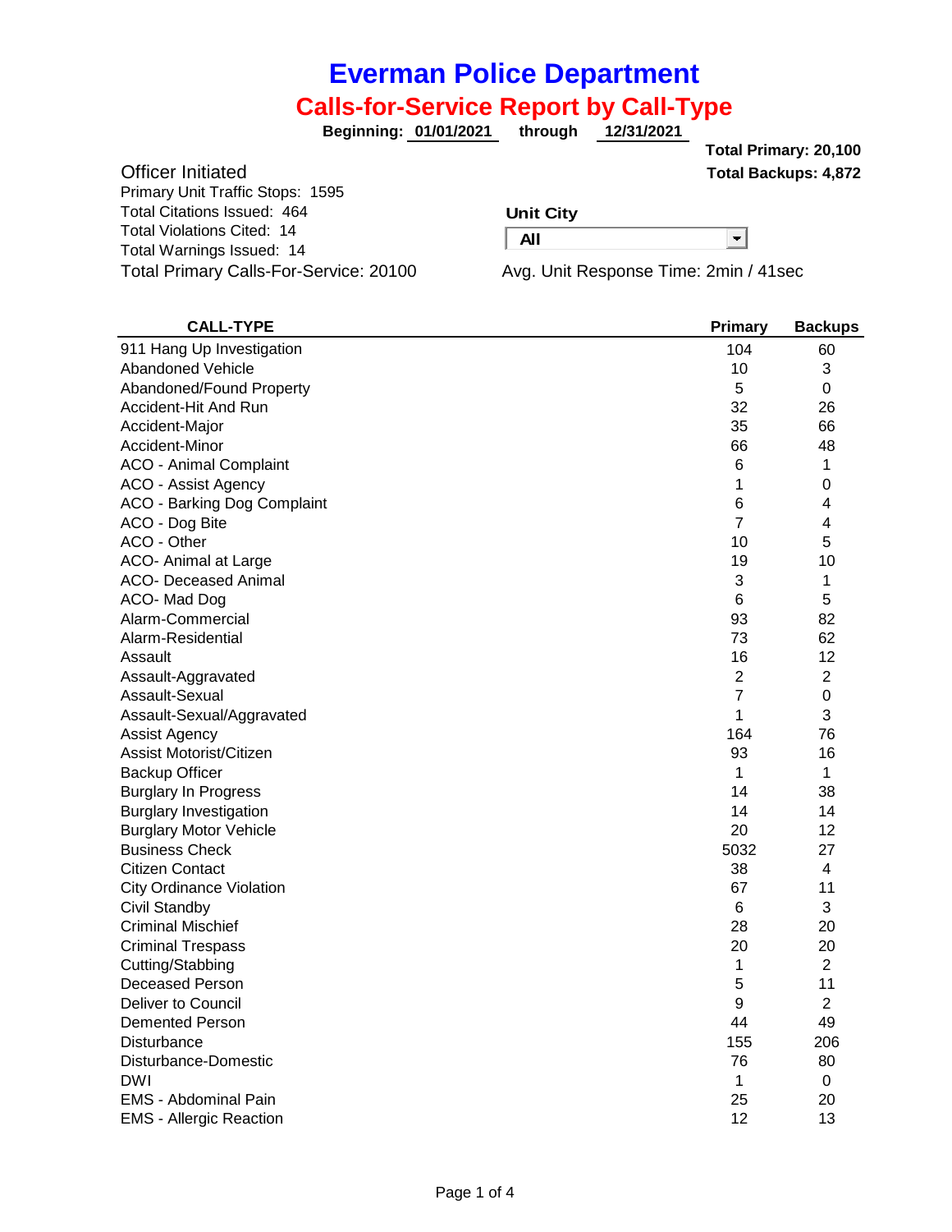# Everman Police Department

## Calls-for-Service Report by Call-Type

**Beginning: 01/01/2021 through 12/31/2021**

**Total Primary: 20,100**
**Total Backups: 4,872**

### Officer Initiated

Primary Unit Traffic Stops: 1595
Total Citations Issued: 464
Total Violations Cited: 14
Total Warnings Issued: 14
Total Primary Calls-For-Service: 20100

**Unit City**
**All**

Avg. Unit Response Time: 2min / 41sec

| CALL-TYPE | Primary | Backups |
|---|---|---|
| 911 Hang Up Investigation | 104 | 60 |
| Abandoned Vehicle | 10 | 3 |
| Abandoned/Found Property | 5 | 0 |
| Accident-Hit And Run | 32 | 26 |
| Accident-Major | 35 | 66 |
| Accident-Minor | 66 | 48 |
| ACO - Animal Complaint | 6 | 1 |
| ACO - Assist Agency | 1 | 0 |
| ACO - Barking Dog Complaint | 6 | 4 |
| ACO - Dog Bite | 7 | 4 |
| ACO - Other | 10 | 5 |
| ACO- Animal at Large | 19 | 10 |
| ACO- Deceased Animal | 3 | 1 |
| ACO- Mad Dog | 6 | 5 |
| Alarm-Commercial | 93 | 82 |
| Alarm-Residential | 73 | 62 |
| Assault | 16 | 12 |
| Assault-Aggravated | 2 | 2 |
| Assault-Sexual | 7 | 0 |
| Assault-Sexual/Aggravated | 1 | 3 |
| Assist Agency | 164 | 76 |
| Assist Motorist/Citizen | 93 | 16 |
| Backup Officer | 1 | 1 |
| Burglary In Progress | 14 | 38 |
| Burglary Investigation | 14 | 14 |
| Burglary Motor Vehicle | 20 | 12 |
| Business Check | 5032 | 27 |
| Citizen Contact | 38 | 4 |
| City Ordinance Violation | 67 | 11 |
| Civil Standby | 6 | 3 |
| Criminal Mischief | 28 | 20 |
| Criminal Trespass | 20 | 20 |
| Cutting/Stabbing | 1 | 2 |
| Deceased Person | 5 | 11 |
| Deliver to Council | 9 | 2 |
| Demented Person | 44 | 49 |
| Disturbance | 155 | 206 |
| Disturbance-Domestic | 76 | 80 |
| DWI | 1 | 0 |
| EMS - Abdominal Pain | 25 | 20 |
| EMS - Allergic Reaction | 12 | 13 |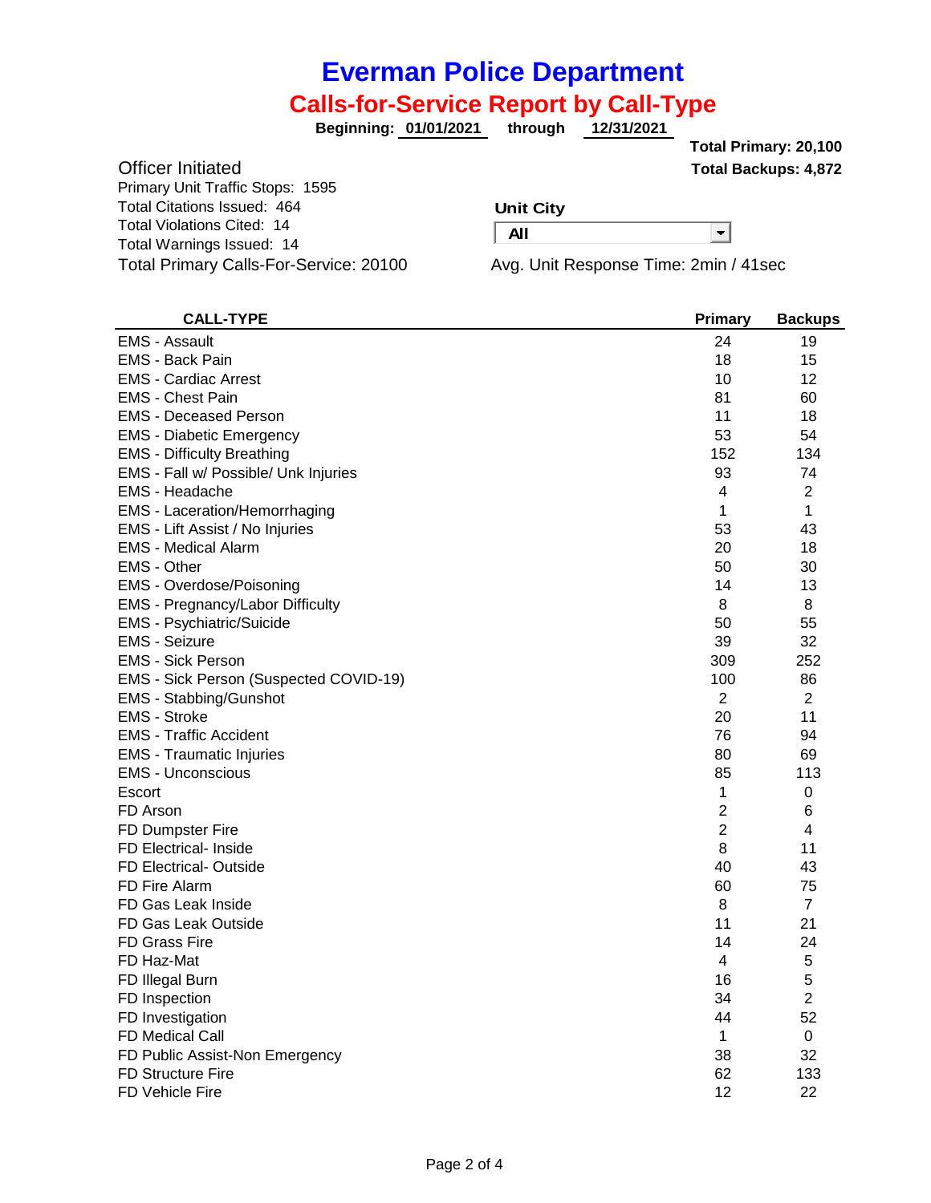# Everman Police Department

## Calls-for-Service Report by Call-Type

**Beginning: 01/01/2021 through 12/31/2021**

**Total Primary: 20,100**
**Total Backups: 4,872**

Officer Initiated
Primary Unit Traffic Stops: 1595
Total Citations Issued: 464
Total Violations Cited: 14
Total Warnings Issued: 14
Total Primary Calls-For-Service: 20100

**Unit City**
**All**

Avg. Unit Response Time: 2min / 41sec

| CALL-TYPE | Primary | Backups |
|---|---|---|
| EMS - Assault | 24 | 19 |
| EMS - Back Pain | 18 | 15 |
| EMS - Cardiac Arrest | 10 | 12 |
| EMS - Chest Pain | 81 | 60 |
| EMS - Deceased Person | 11 | 18 |
| EMS - Diabetic Emergency | 53 | 54 |
| EMS - Difficulty Breathing | 152 | 134 |
| EMS - Fall w/ Possible/ Unk Injuries | 93 | 74 |
| EMS - Headache | 4 | 2 |
| EMS - Laceration/Hemorrhaging | 1 | 1 |
| EMS - Lift Assist / No Injuries | 53 | 43 |
| EMS - Medical Alarm | 20 | 18 |
| EMS - Other | 50 | 30 |
| EMS - Overdose/Poisoning | 14 | 13 |
| EMS - Pregnancy/Labor Difficulty | 8 | 8 |
| EMS - Psychiatric/Suicide | 50 | 55 |
| EMS - Seizure | 39 | 32 |
| EMS - Sick Person | 309 | 252 |
| EMS - Sick Person (Suspected COVID-19) | 100 | 86 |
| EMS - Stabbing/Gunshot | 2 | 2 |
| EMS - Stroke | 20 | 11 |
| EMS - Traffic Accident | 76 | 94 |
| EMS - Traumatic Injuries | 80 | 69 |
| EMS - Unconscious | 85 | 113 |
| Escort | 1 | 0 |
| FD Arson | 2 | 6 |
| FD Dumpster Fire | 2 | 4 |
| FD Electrical- Inside | 8 | 11 |
| FD Electrical- Outside | 40 | 43 |
| FD Fire Alarm | 60 | 75 |
| FD Gas Leak Inside | 8 | 7 |
| FD Gas Leak Outside | 11 | 21 |
| FD Grass Fire | 14 | 24 |
| FD Haz-Mat | 4 | 5 |
| FD Illegal Burn | 16 | 5 |
| FD Inspection | 34 | 2 |
| FD Investigation | 44 | 52 |
| FD Medical Call | 1 | 0 |
| FD Public Assist-Non Emergency | 38 | 32 |
| FD Structure Fire | 62 | 133 |
| FD Vehicle Fire | 12 | 22 |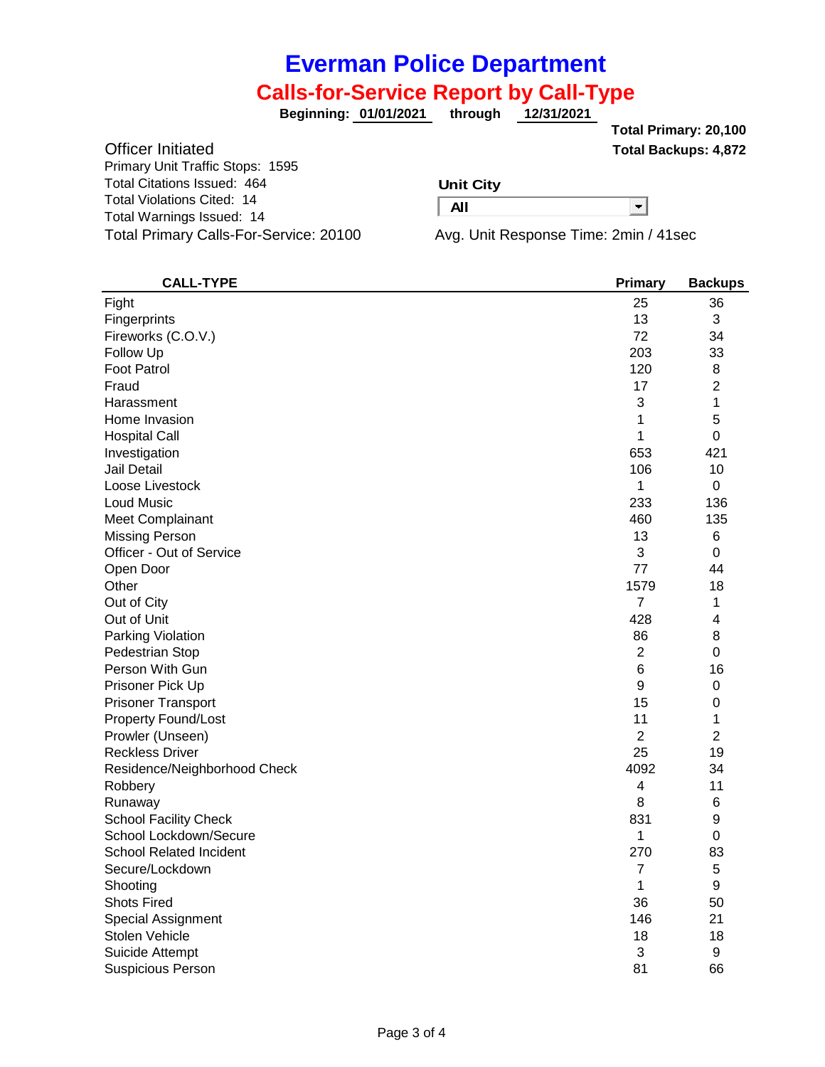# Everman Police Department

## Calls-for-Service Report by Call-Type

**Beginning: 01/01/2021 through 12/31/2021**

**Total Primary: 20,100**
**Total Backups: 4,872**

Officer Initiated
Primary Unit Traffic Stops: 1595
Total Citations Issued: 464
Total Violations Cited: 14
Total Warnings Issued: 14
Total Primary Calls-For-Service: 20100

**Unit City**
All

Avg. Unit Response Time: 2min / 41sec

| CALL-TYPE | Primary | Backups |
|---|---|---|
| Fight | 25 | 36 |
| Fingerprints | 13 | 3 |
| Fireworks (C.O.V.) | 72 | 34 |
| Follow Up | 203 | 33 |
| Foot Patrol | 120 | 8 |
| Fraud | 17 | 2 |
| Harassment | 3 | 1 |
| Home Invasion | 1 | 5 |
| Hospital Call | 1 | 0 |
| Investigation | 653 | 421 |
| Jail Detail | 106 | 10 |
| Loose Livestock | 1 | 0 |
| Loud Music | 233 | 136 |
| Meet Complainant | 460 | 135 |
| Missing Person | 13 | 6 |
| Officer - Out of Service | 3 | 0 |
| Open Door | 77 | 44 |
| Other | 1579 | 18 |
| Out of City | 7 | 1 |
| Out of Unit | 428 | 4 |
| Parking Violation | 86 | 8 |
| Pedestrian Stop | 2 | 0 |
| Person With Gun | 6 | 16 |
| Prisoner Pick Up | 9 | 0 |
| Prisoner Transport | 15 | 0 |
| Property Found/Lost | 11 | 1 |
| Prowler (Unseen) | 2 | 2 |
| Reckless Driver | 25 | 19 |
| Residence/Neighborhood Check | 4092 | 34 |
| Robbery | 4 | 11 |
| Runaway | 8 | 6 |
| School Facility Check | 831 | 9 |
| School Lockdown/Secure | 1 | 0 |
| School Related Incident | 270 | 83 |
| Secure/Lockdown | 7 | 5 |
| Shooting | 1 | 9 |
| Shots Fired | 36 | 50 |
| Special Assignment | 146 | 21 |
| Stolen Vehicle | 18 | 18 |
| Suicide Attempt | 3 | 9 |
| Suspicious Person | 81 | 66 |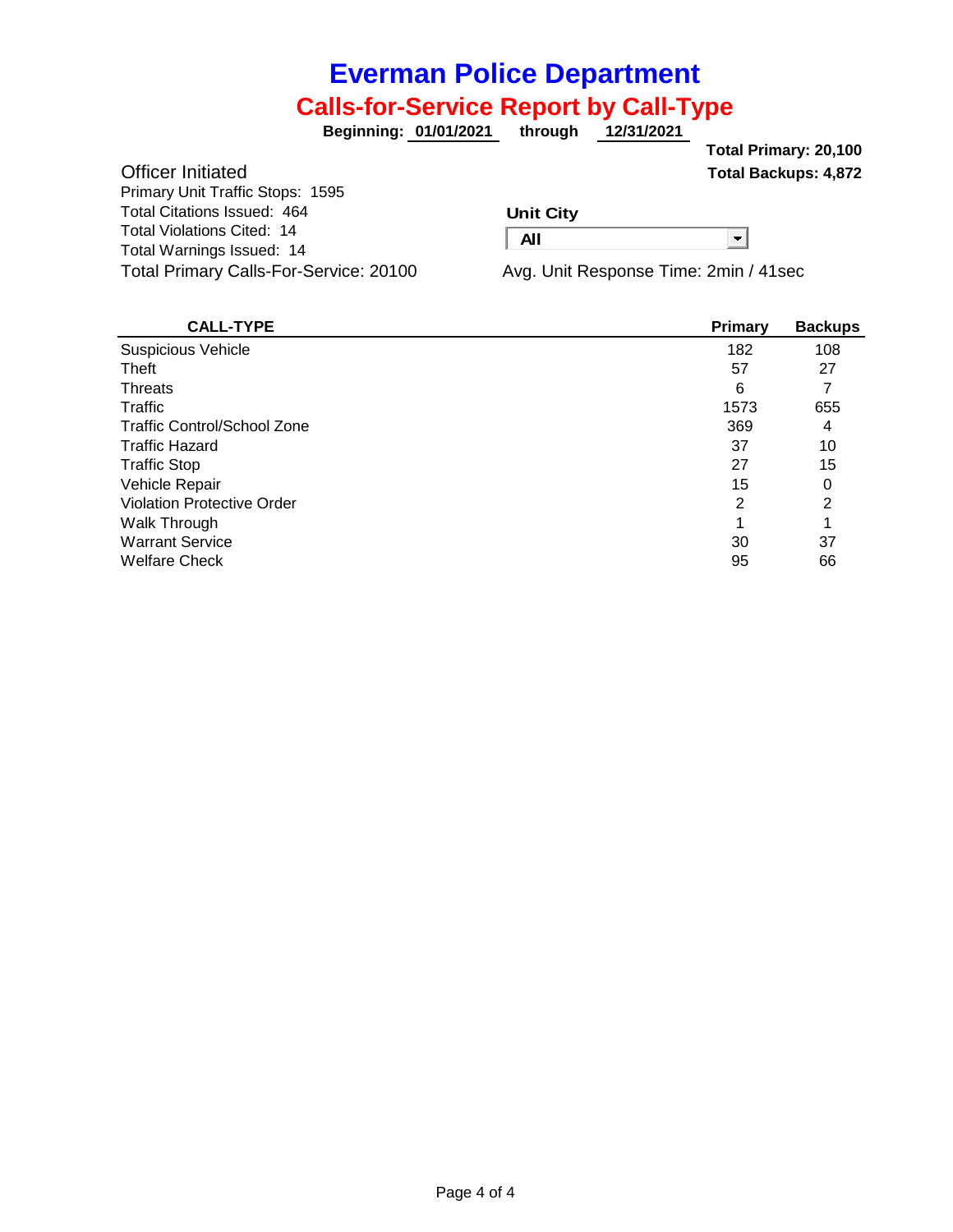# Everman Police Department

## Calls-for-Service Report by Call-Type

**Beginning: 01/01/2021 through 12/31/2021**

**Total Primary: 20,100**
**Total Backups: 4,872**

Officer Initiated
Primary Unit Traffic Stops: 1595
Total Citations Issued: 464
Total Violations Cited: 14
Total Warnings Issued: 14
Total Primary Calls-For-Service: 20100

**Unit City**
**All**

Avg. Unit Response Time: 2min / 41sec

| CALL-TYPE | Primary | Backups |
|---|---|---|
| Suspicious Vehicle | 182 | 108 |
| Theft | 57 | 27 |
| Threats | 6 | 7 |
| Traffic | 1573 | 655 |
| Traffic Control/School Zone | 369 | 4 |
| Traffic Hazard | 37 | 10 |
| Traffic Stop | 27 | 15 |
| Vehicle Repair | 15 | 0 |
| Violation Protective Order | 2 | 2 |
| Walk Through | 1 | 1 |
| Warrant Service | 30 | 37 |
| Welfare Check | 95 | 66 |